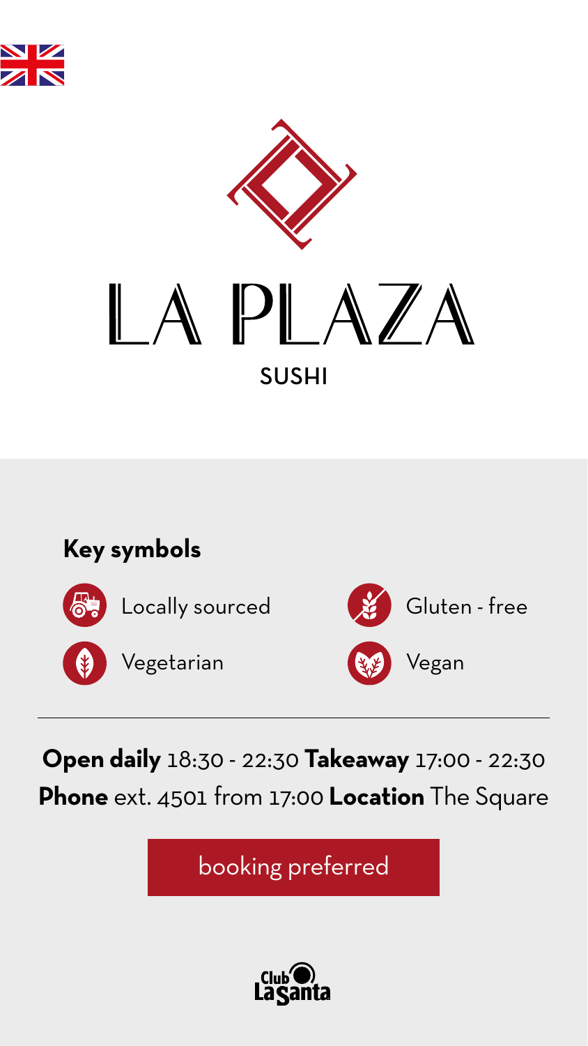# LA PLAZA

SUSHI

## Key symbols

- Locally sourced
- Gluten - free
- Vegetarian
- Vegan

---

**Open daily** 18:30 - 22:30 **Takeaway** 17:00 - 22:30

**Phone** ext. 4501 from 17:00 **Location** The Square

booking preferred

Club La Santa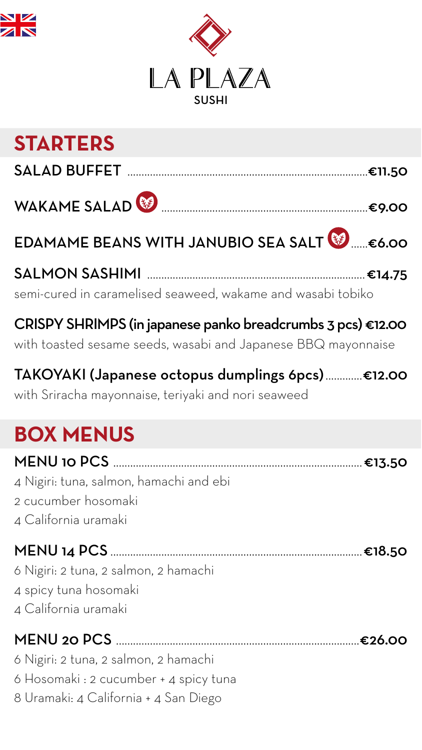# LA PLAZA
SUSHI

## STARTERS

**SALAD BUFFET** ........ **€11.50**

**WAKAME SALAD** ........ **€9.00**

**EDAMAME BEANS WITH JANUBIO SEA SALT** ........ **€6.00**

**SALMON SASHIMI** ........ **€14.75**
semi-cured in caramelised seaweed, wakame and wasabi tobiko

**CRISPY SHRIMPS (in japanese panko breadcrumbs 3 pcs) €12.00**
with toasted sesame seeds, wasabi and Japanese BBQ mayonnaise

**TAKOYAKI (Japanese octopus dumplings 6pcs)** ........ **€12.00**
with Sriracha mayonnaise, teriyaki and nori seaweed

## BOX MENUS

**MENU 10 PCS** ........ **€13.50**
4 Nigiri: tuna, salmon, hamachi and ebi
2 cucumber hosomaki
4 California uramaki

**MENU 14 PCS** ........ **€18.50**
6 Nigiri: 2 tuna, 2 salmon, 2 hamachi
4 spicy tuna hosomaki
4 California uramaki

**MENU 20 PCS** ........ **€26.00**
6 Nigiri: 2 tuna, 2 salmon, 2 hamachi
6 Hosomaki : 2 cucumber + 4 spicy tuna
8 Uramaki: 4 California + 4 San Diego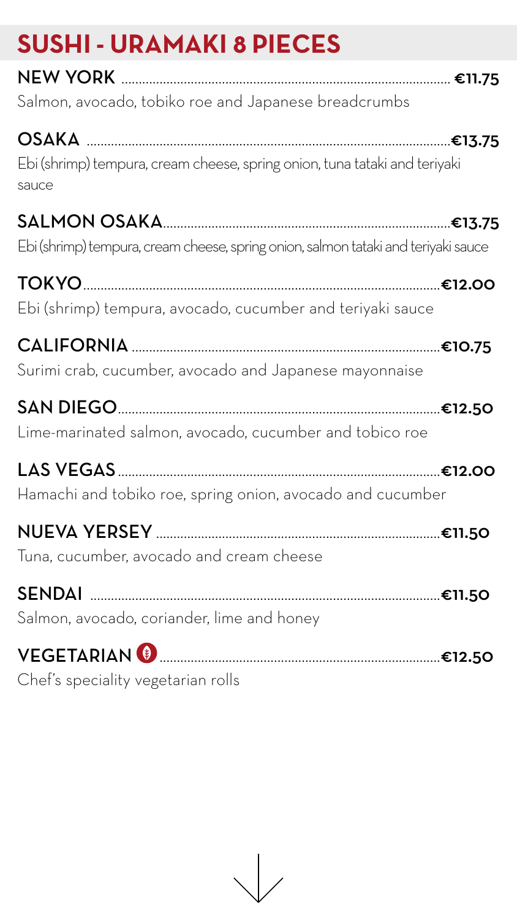# SUSHI - URAMAKI 8 PIECES

**NEW YORK** ............ **€11.75**
Salmon, avocado, tobiko roe and Japanese breadcrumbs

**OSAKA** ............ **€13.75**
Ebi (shrimp) tempura, cream cheese, spring onion, tuna tataki and teriyaki sauce

**SALMON OSAKA** ............ **€13.75**
Ebi (shrimp) tempura, cream cheese, spring onion, salmon tataki and teriyaki sauce

**TOKYO** ............ **€12.00**
Ebi (shrimp) tempura, avocado, cucumber and teriyaki sauce

**CALIFORNIA** ............ **€10.75**
Surimi crab, cucumber, avocado and Japanese mayonnaise

**SAN DIEGO** ............ **€12.50**
Lime-marinated salmon, avocado, cucumber and tobico roe

**LAS VEGAS** ............ **€12.00**
Hamachi and tobiko roe, spring onion, avocado and cucumber

**NUEVA YERSEY** ............ **€11.50**
Tuna, cucumber, avocado and cream cheese

**SENDAI** ............ **€11.50**
Salmon, avocado, coriander, lime and honey

**VEGETARIAN** ............ **€12.50**
Chef's speciality vegetarian rolls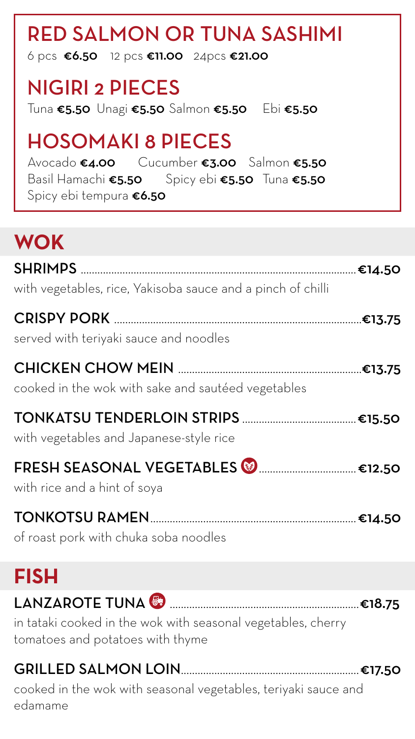## RED SALMON OR TUNA SASHIMI

6 pcs **€6.50** 12 pcs **€11.00** 24pcs **€21.00**

## NIGIRI 2 PIECES

Tuna **€5.50** Unagi **€5.50** Salmon **€5.50** Ebi **€5.50**

## HOSOMAKI 8 PIECES

Avocado **€4.00** Cucumber **€3.00** Salmon **€5.50**
Basil Hamachi **€5.50** Spicy ebi **€5.50** Tuna **€5.50**
Spicy ebi tempura **€6.50**

# WOK

**SHRIMPS** ........ **€14.50**
with vegetables, rice, Yakisoba sauce and a pinch of chilli

**CRISPY PORK** ........ **€13.75**
served with teriyaki sauce and noodles

**CHICKEN CHOW MEIN** ........ **€13.75**
cooked in the wok with sake and sautéed vegetables

**TONKATSU TENDERLOIN STRIPS** ........ **€15.50**
with vegetables and Japanese-style rice

**FRESH SEASONAL VEGETABLES** ........ **€12.50**
with rice and a hint of soya

**TONKOTSU RAMEN** ........ **€14.50**
of roast pork with chuka soba noodles

# FISH

**LANZAROTE TUNA** ........ **€18.75**
in tataki cooked in the wok with seasonal vegetables, cherry tomatoes and potatoes with thyme

**GRILLED SALMON LOIN** ........ **€17.50**
cooked in the wok with seasonal vegetables, teriyaki sauce and edamame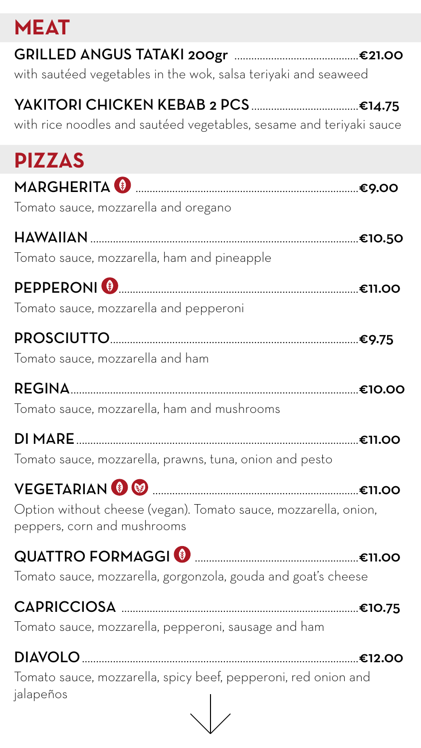## MEAT

**GRILLED ANGUS TATAKI 200gr** .......... **€21.00**
with sautéed vegetables in the wok, salsa teriyaki and seaweed

**YAKITORI CHICKEN KEBAB 2 PCS** .......... **€14.75**
with rice noodles and sautéed vegetables, sesame and teriyaki sauce

## PIZZAS

**MARGHERITA** .......... **€9.00**
Tomato sauce, mozzarella and oregano

**HAWAIIAN** .......... **€10.50**
Tomato sauce, mozzarella, ham and pineapple

**PEPPERONI** .......... **€11.00**
Tomato sauce, mozzarella and pepperoni

**PROSCIUTTO** .......... **€9.75**
Tomato sauce, mozzarella and ham

**REGINA** .......... **€10.00**
Tomato sauce, mozzarella, ham and mushrooms

**DI MARE** .......... **€11.00**
Tomato sauce, mozzarella, prawns, tuna, onion and pesto

**VEGETARIAN** .......... **€11.00**
Option without cheese (vegan). Tomato sauce, mozzarella, onion, peppers, corn and mushrooms

**QUATTRO FORMAGGI** .......... **€11.00**
Tomato sauce, mozzarella, gorgonzola, gouda and goat's cheese

**CAPRICCIOSA** .......... **€10.75**
Tomato sauce, mozzarella, pepperoni, sausage and ham

**DIAVOLO** .......... **€12.00**
Tomato sauce, mozzarella, spicy beef, pepperoni, red onion and jalapeños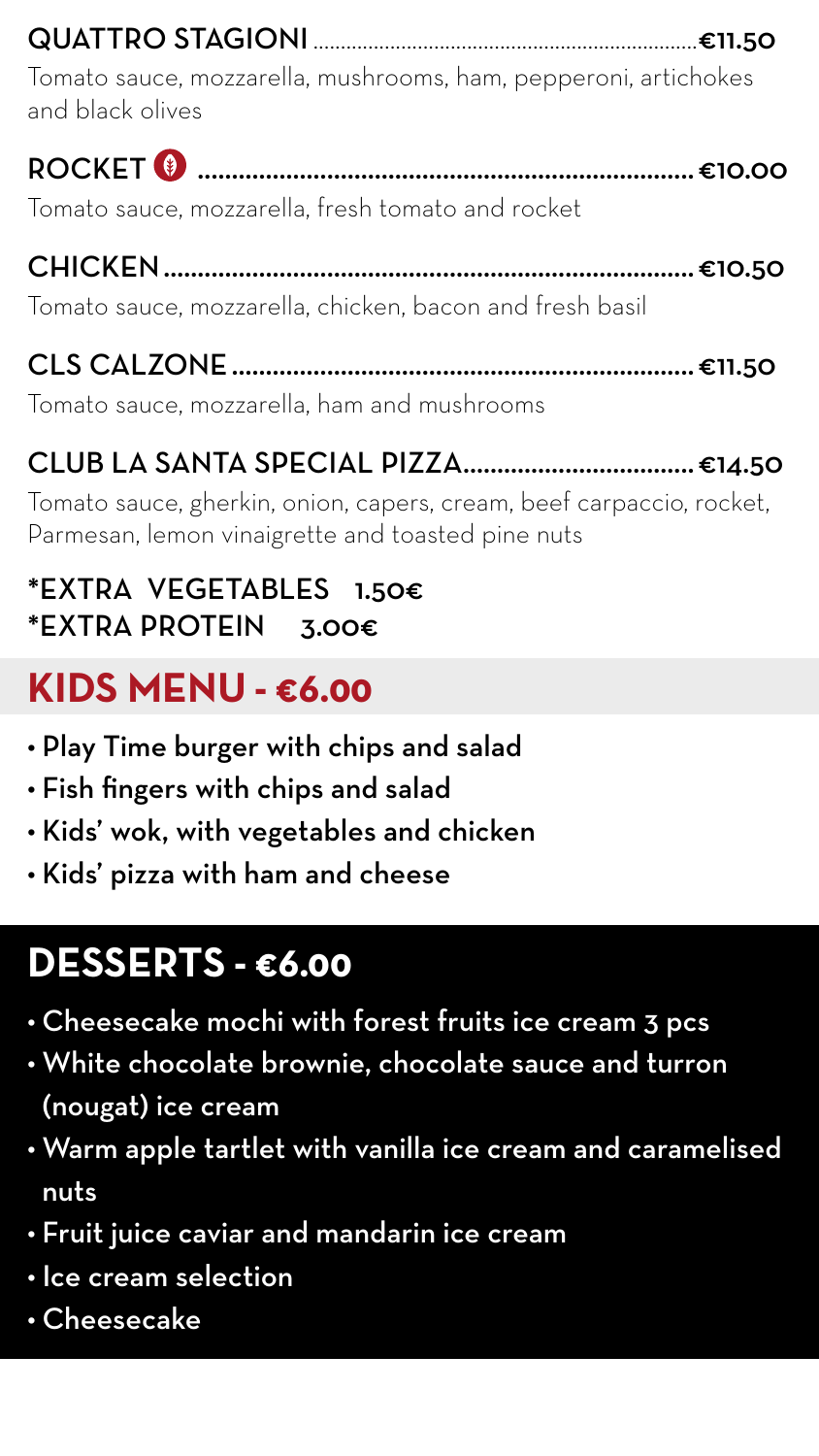**QUATTRO STAGIONI** ........ **€11.50**
Tomato sauce, mozzarella, mushrooms, ham, pepperoni, artichokes and black olives

**ROCKET** ........ **€10.00**
Tomato sauce, mozzarella, fresh tomato and rocket

**CHICKEN** ........ **€10.50**
Tomato sauce, mozzarella, chicken, bacon and fresh basil

**CLS CALZONE** ........ **€11.50**
Tomato sauce, mozzarella, ham and mushrooms

**CLUB LA SANTA SPECIAL PIZZA** ........ **€14.50**
Tomato sauce, gherkin, onion, capers, cream, beef carpaccio, rocket, Parmesan, lemon vinaigrette and toasted pine nuts

*EXTRA VEGETABLES 1.50€
*EXTRA PROTEIN 3.00€

## KIDS MENU - €6.00

- Play Time burger with chips and salad
- Fish fingers with chips and salad
- Kids' wok, with vegetables and chicken
- Kids' pizza with ham and cheese

## DESSERTS - €6.00

- Cheesecake mochi with forest fruits ice cream 3 pcs
- White chocolate brownie, chocolate sauce and turron (nougat) ice cream
- Warm apple tartlet with vanilla ice cream and caramelised nuts
- Fruit juice caviar and mandarin ice cream
- Ice cream selection
- Cheesecake